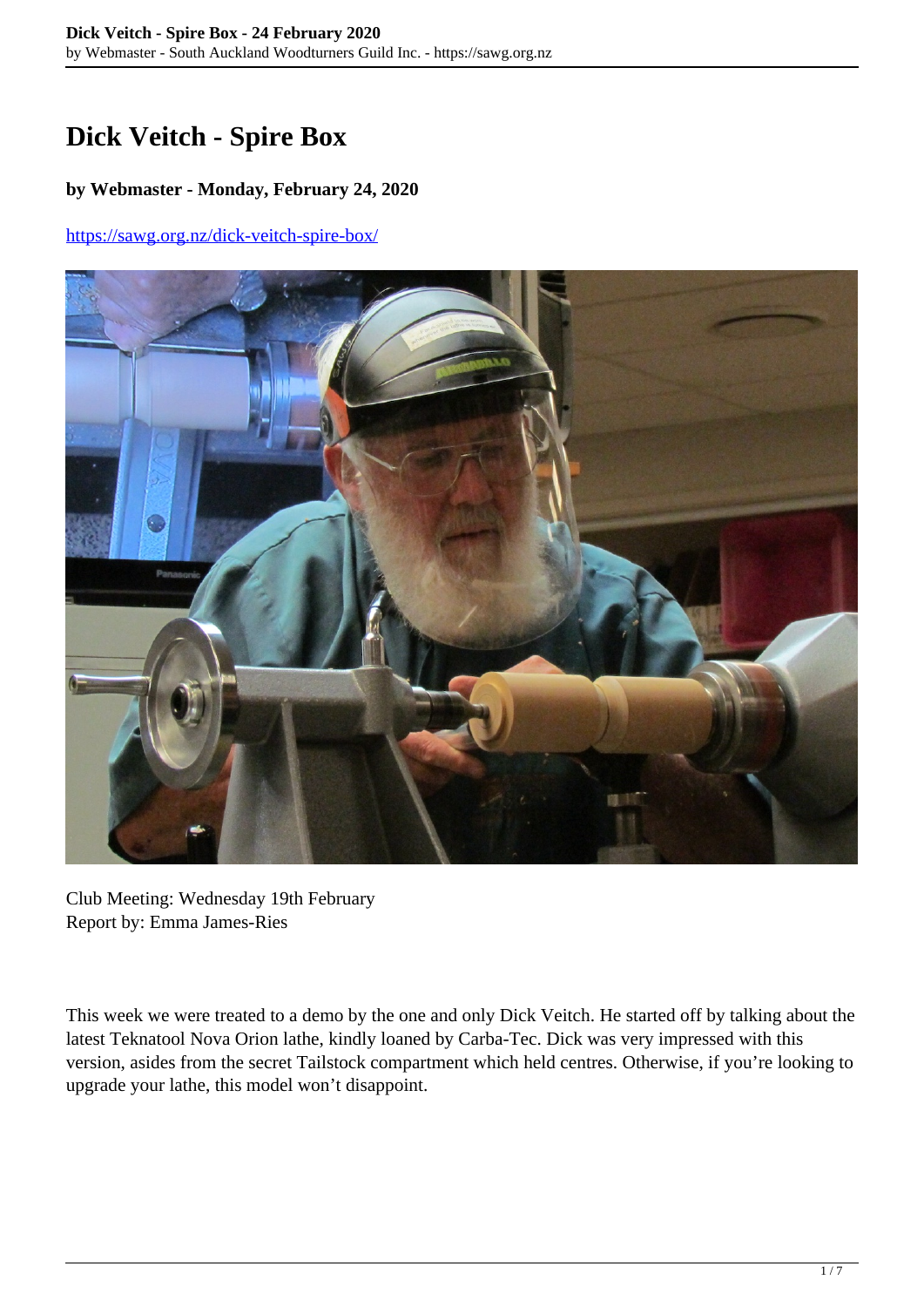# Dick Veitch - Spire Box

**by Webmaster - Monday, February 24, 2020**

https://sawg.org.nz/dick-veitch-spire-box/

Club Meeting: Wednesday 19th February
Report by: Emma James-Ries

This week we were treated to a demo by the one and only Dick Veitch. He started off by talking about the latest Teknatool Nova Orion lathe, kindly loaned by Carba-Tec. Dick was very impressed with this version, asides from the secret Tailstock compartment which held centres. Otherwise, if you're looking to upgrade your lathe, this model won't disappoint.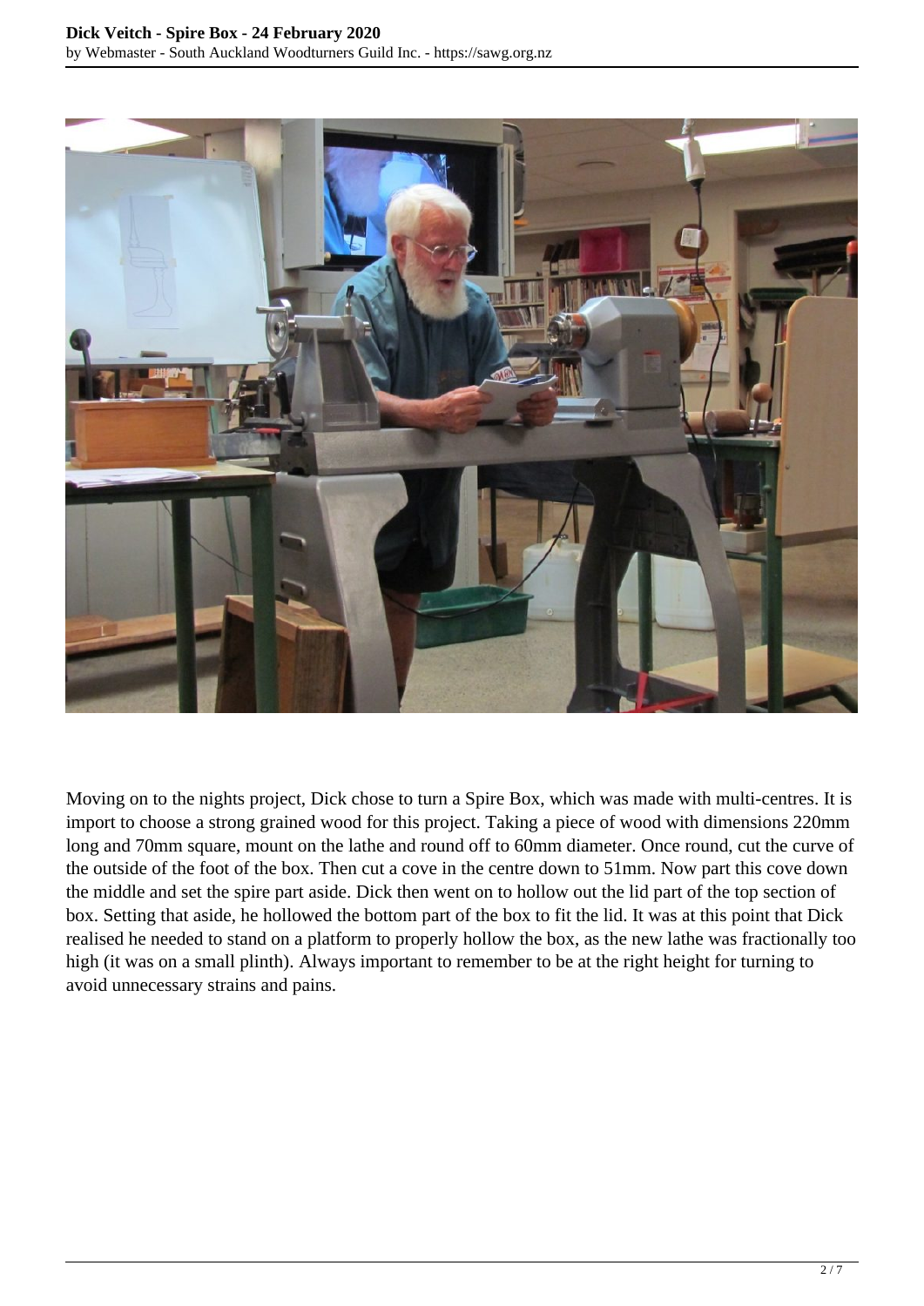Moving on to the nights project, Dick chose to turn a Spire Box, which was made with multi-centres. It is import to choose a strong grained wood for this project. Taking a piece of wood with dimensions 220mm long and 70mm square, mount on the lathe and round off to 60mm diameter. Once round, cut the curve of the outside of the foot of the box. Then cut a cove in the centre down to 51mm. Now part this cove down the middle and set the spire part aside. Dick then went on to hollow out the lid part of the top section of box. Setting that aside, he hollowed the bottom part of the box to fit the lid. It was at this point that Dick realised he needed to stand on a platform to properly hollow the box, as the new lathe was fractionally too high (it was on a small plinth). Always important to remember to be at the right height for turning to avoid unnecessary strains and pains.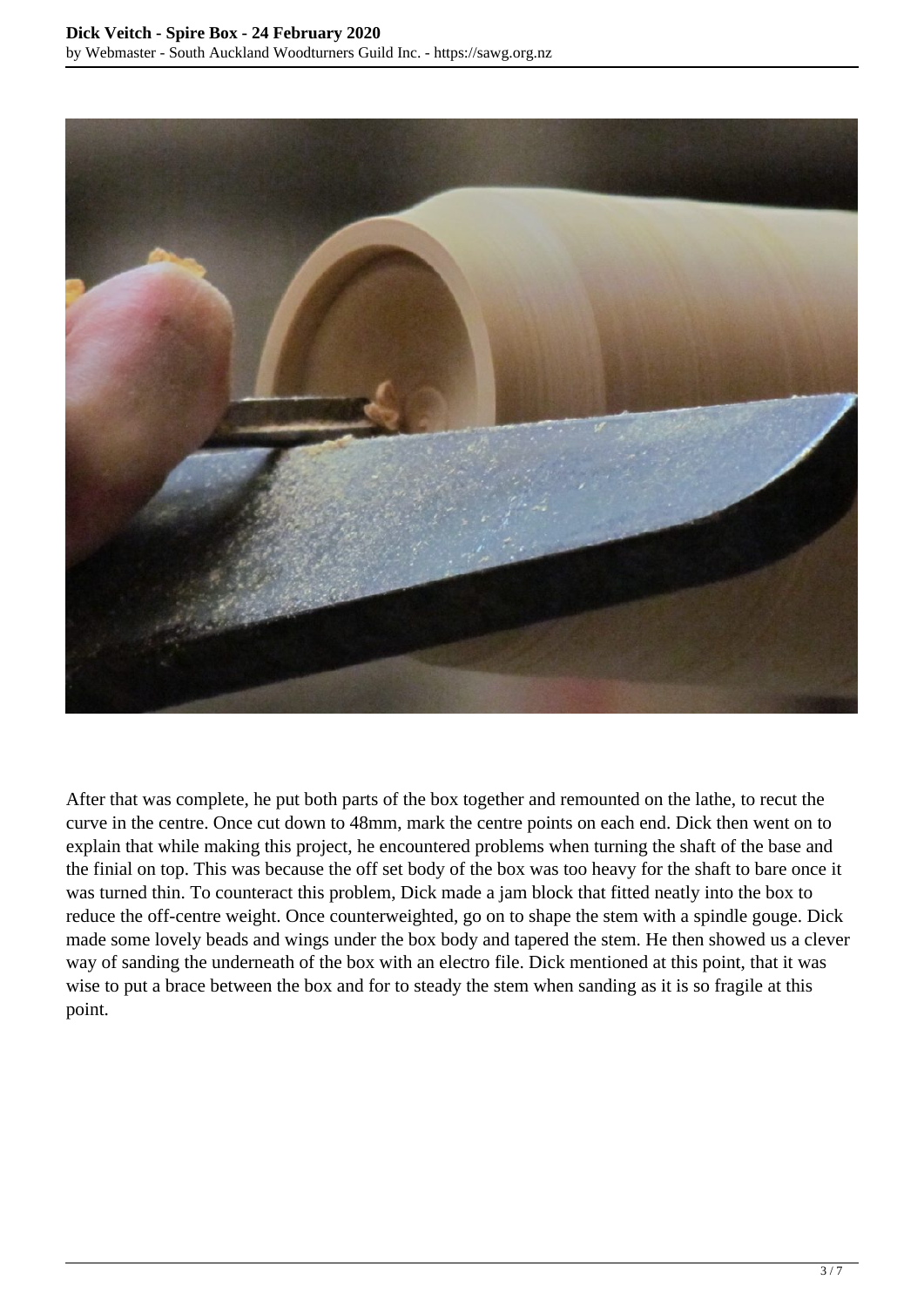After that was complete, he put both parts of the box together and remounted on the lathe, to recut the curve in the centre. Once cut down to 48mm, mark the centre points on each end. Dick then went on to explain that while making this project, he encountered problems when turning the shaft of the base and the finial on top. This was because the off set body of the box was too heavy for the shaft to bare once it was turned thin. To counteract this problem, Dick made a jam block that fitted neatly into the box to reduce the off-centre weight. Once counterweighted, go on to shape the stem with a spindle gouge. Dick made some lovely beads and wings under the box body and tapered the stem. He then showed us a clever way of sanding the underneath of the box with an electro file. Dick mentioned at this point, that it was wise to put a brace between the box and for to steady the stem when sanding as it is so fragile at this point.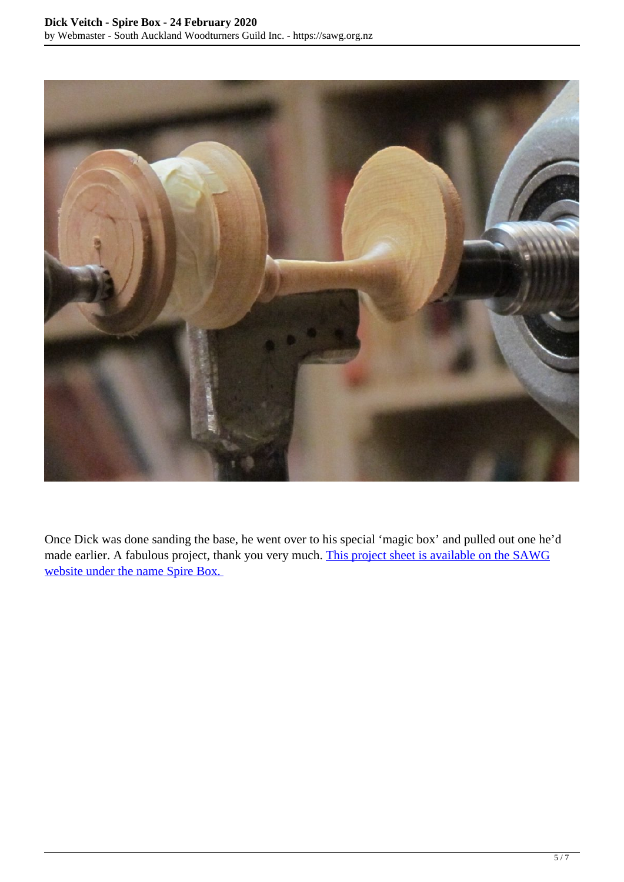Once Dick was done sanding the base, he went over to his special ‘magic box’ and pulled out one he’d made earlier. A fabulous project, thank you very much. [This project sheet is available on the SAWG website under the name Spire Box.]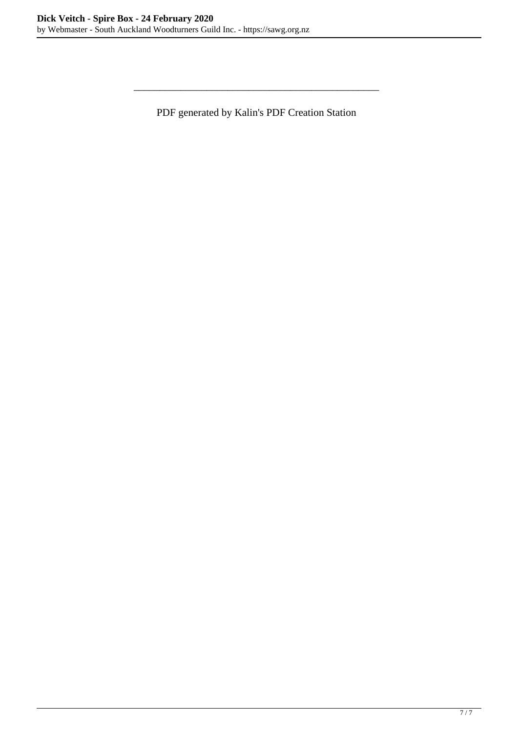_______________________________________________

PDF generated by Kalin's PDF Creation Station